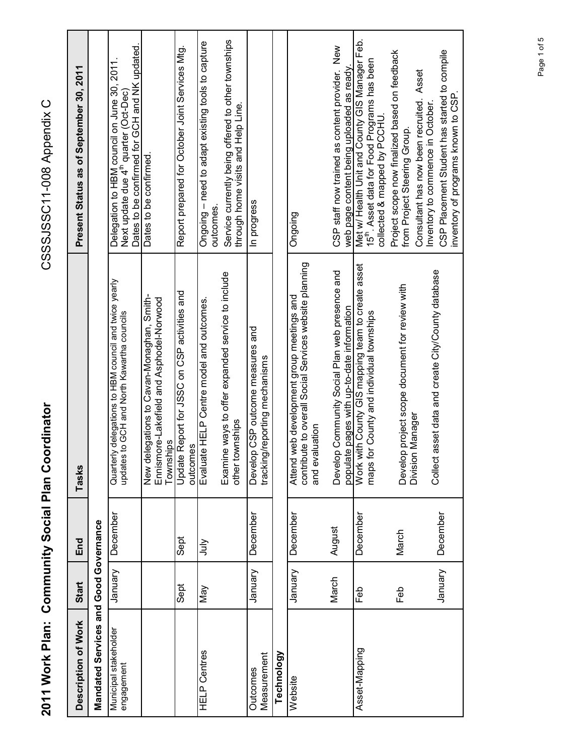# 2011 Work Plan: Community Social Plan Coordinator

CSSSJSSC11-008 Appendix C

| Description of Work | Start | End | Tasks | Present Status as of September 30, 2011 |
|---|---|---|---|---|
| **Mandated Services and Good Governance** | | | | |
| Municipal stakeholder engagement | January | December | Quarterly delegations to HBM council and twice yearly updates to GCH and North Kawartha councils | Delegation to HBM council on June 30, 2011. Next update due 4th quarter (Oct-Dec) Dates to be confirmed for GCH and NK updated. |
| | | | New delegations to Cavan-Monaghan, Smith-Ennismore-Lakefield and Asphodel-Norwood Townships | Dates to be confirmed. |
| | Sept | Sept | Update Report for JSSC on CSP activities and outcomes | Report prepared for October Joint Services Mtg. |
| HELP Centres | May | July | Evaluate HELP Centre model and outcomes. | Ongoing – need to adapt existing tools to capture outcomes. |
| | | | Examine ways to offer expanded service to include other townships | Service currently being offered to other townships through home visits and Help Line. |
| Outcomes Measurement | January | December | Develop CSP outcome measures and tracking/reporting mechanisms | In progress |
| **Technology** | | | | |
| Website | January | December | Attend web development group meetings and contribute to overall Social Services website planning and evaluation | Ongoing |
| | March | August | Develop Community Social Plan web presence and populate pages with up-to-date information | CSP staff now trained as content provider. New web page content being uploaded as ready. |
| Asset-Mapping | Feb | December | Work with County GIS mapping team to create asset maps for County and individual townships | Met w/ Health Unit and County GIS Manager Feb. 15th. Asset data for Food Programs has been collected & mapped by PCCHU. |
| | Feb | March | Develop project scope document for review with Division Manager | Project scope now finalized based on feedback from Project Steering Group. |
| | January | December | Collect asset data and create City/County database | Consultant has now been recruited. Asset Inventory to commence in October. CSP Placement Student has started to compile inventory of programs known to CSP. |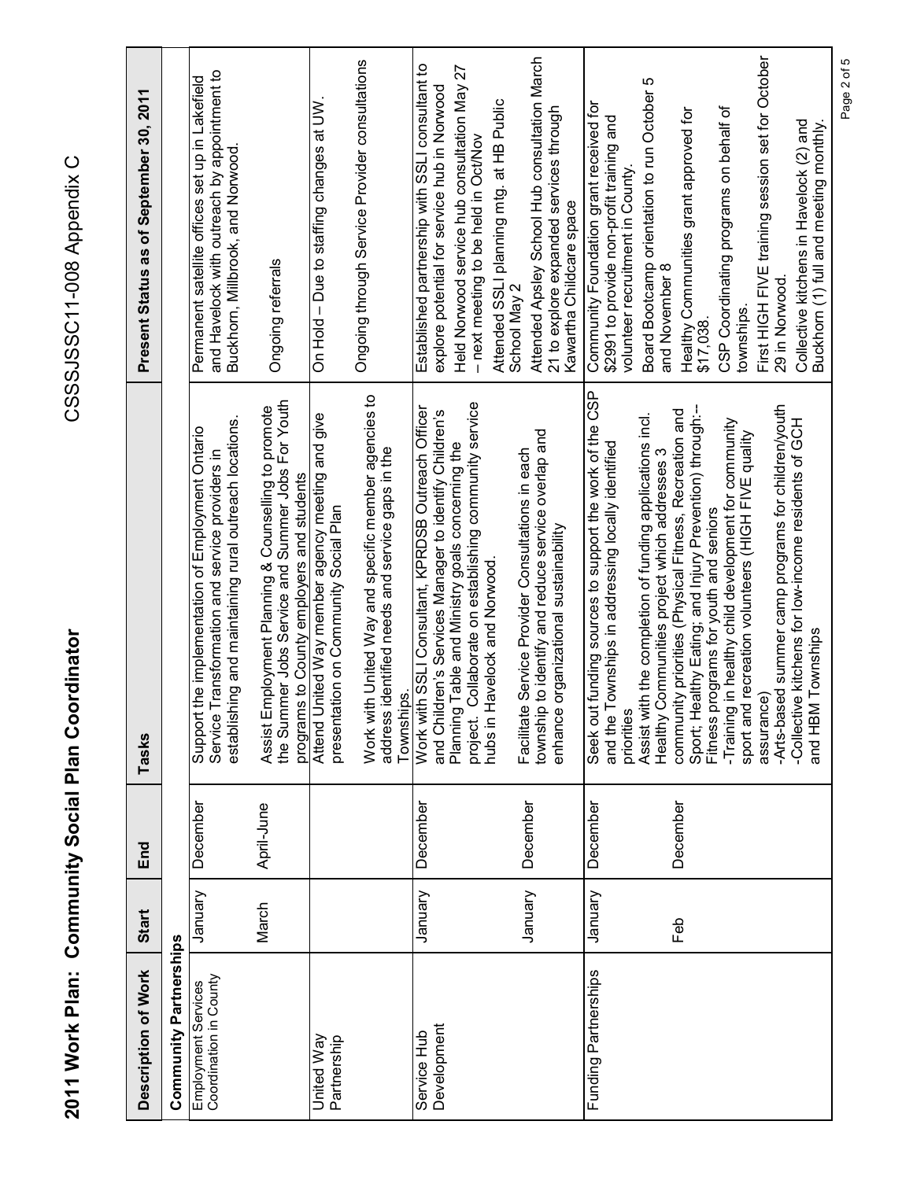# 2011 Work Plan: Community Social Plan Coordinator

CSSSJSSC11-008 Appendix C

| Description of Work | Start | End | Tasks | Present Status as of September 30, 2011 |
|---|---|---|---|---|
| **Community Partnerships** | | | | |
| Employment Services Coordination in County | January | December | Support the implementation of Employment Ontario Service Transformation and service providers in establishing and maintaining rural outreach locations. | Permanent satellite offices set up in Lakefield and Havelock with outreach by appointment to Buckhorn, Millbrook, and Norwood. |
| | March | April-June | Assist Employment Planning & Counselling to promote the Summer Jobs Service and Summer Jobs For Youth programs to County employers and students | Ongoing referrals |
| United Way Partnership | | | Attend United Way member agency meeting and give presentation on Community Social Plan | On Hold – Due to staffing changes at UW. |
| | | | Work with United Way and specific member agencies to address identified needs and service gaps in the Townships. | Ongoing through Service Provider consultations |
| Service Hub Development | January | December | Work with SSLI Consultant, KPRDSB Outreach Officer and Children's Services Manager to identify Children's Planning Table and Ministry goals concerning the project. Collaborate on establishing community service hubs in Havelock and Norwood. | Established partnership with SSLI consultant to explore potential for service hub in Norwood<br>Held Norwood service hub consultation May 27 – next meeting to be held in Oct/Nov<br>Attended SSLI planning mtg. at HB Public School May 2 |
| | January | December | Facilitate Service Provider Consultations in each township to identify and reduce service overlap and enhance organizational sustainability | Attended Apsley School Hub consultation March 21 to explore expanded services through Kawartha Childcare space |
| Funding Partnerships | January | December | Seek out funding sources to support the work of the CSP and the Townships in addressing locally identified priorities | Community Foundation grant received for $2991 to provide non-profit training and volunteer recruitment in County.<br>Board Bootcamp orientation to run October 5 and November 8 |
| | Feb | December | Assist with the completion of funding applications incl. Healthy Communities project which addresses 3 community priorities (Physical Fitness, Recreation and Sport; Healthy Eating; and Injury Prevention) through:--Fitness programs for youth and seniors<br>-Training in healthy child development for community sport and recreation volunteers (HIGH FIVE quality assurance)<br>-Arts-based summer camp programs for children/youth<br>-Collective kitchens for low-income residents of GCH and HBM Townships | Healthy Communities grant approved for $17,038.<br>CSP Coordinating programs on behalf of townships.<br>First HIGH FIVE training session set for October 29 in Norwood.<br>Collective kitchens in Havelock (2) and Buckhorn (1) full and meeting monthly. |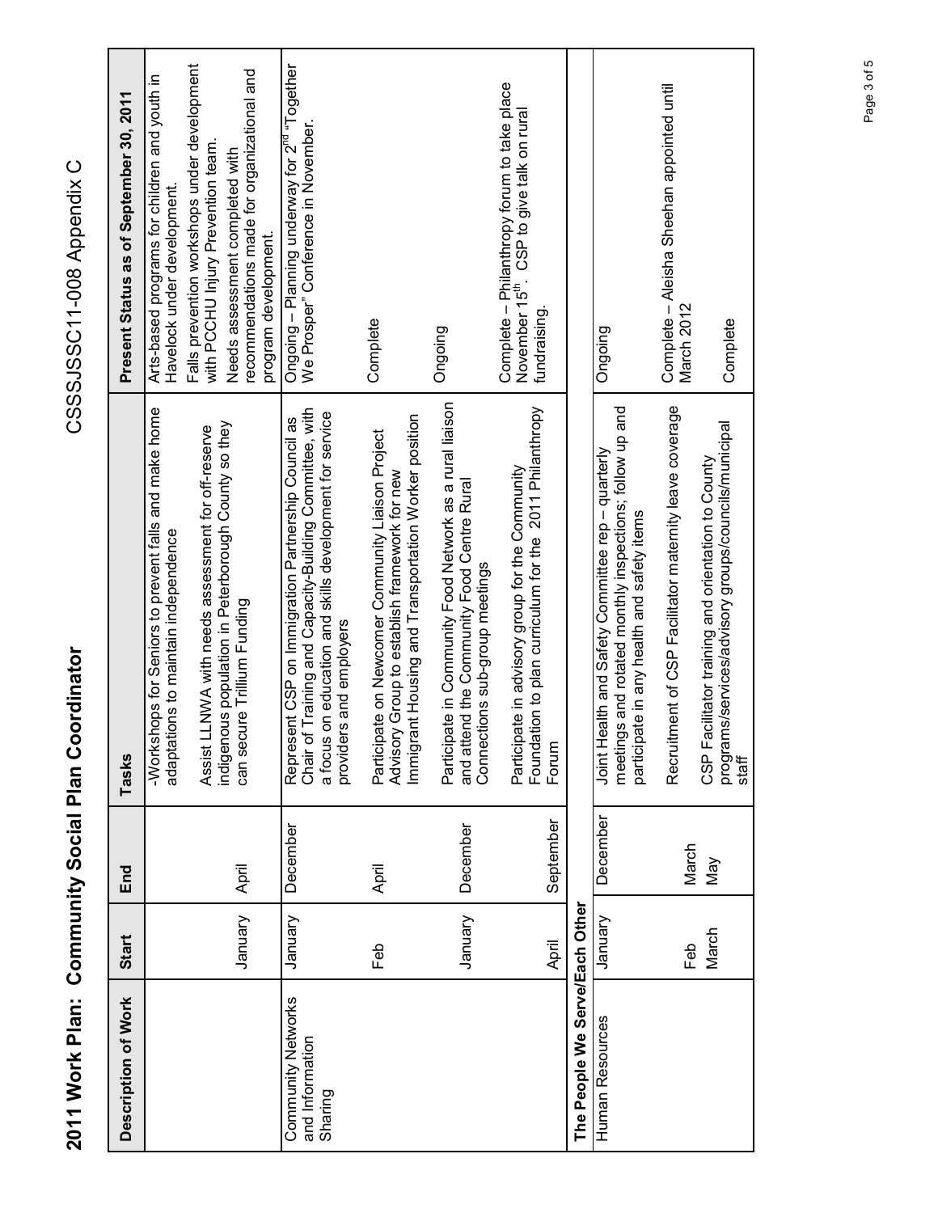# 2011 Work Plan: Community Social Plan Coordinator

CSSSJSSC11-008 Appendix C

| Description of Work | Start | End | Tasks | Present Status as of September 30, 2011 |
|---|---|---|---|---|
| | | | -Workshops for Seniors to prevent falls and make home adaptations to maintain independence | Arts-based programs for children and youth in Havelock under development. Falls prevention workshops under development with PCCHU Injury Prevention team. |
| | January | April | Assist LLNWA with needs assessment for off-reserve indigenous population in Peterborough County so they can secure Trillium Funding | Needs assessment completed with recommendations made for organizational and program development. |
| Community Networks and Information Sharing | January | December | Represent CSP on Immigration Partnership Council as Chair of Training and Capacity-Building Committee, with a focus on education and skills development for service providers and employers | Ongoing – Planning underway for 2nd "Together We Prosper" Conference in November. |
| | Feb | April | Participate on Newcomer Community Liaison Project Advisory Group to establish framework for new Immigrant Housing and Transportation Worker position | Complete |
| | January | December | Participate in Community Food Network as a rural liaison and attend the Community Food Centre Rural Connections sub-group meetings | Ongoing |
| | April | September | Participate in advisory group for the Community Foundation to plan curriculum for the 2011 Philanthropy Forum | Complete – Philanthropy forum to take place November 15th. CSP to give talk on rural fundraising. |
| **The People We Serve/Each Other** | | | | |
| Human Resources | January | December | Joint Health and Safety Committee rep – quarterly meetings and rotated monthly inspections; follow up and participate in any health and safety items | Ongoing |
| | Feb | March | Recruitment of CSP Facilitator maternity leave coverage | Complete – Aleisha Sheehan appointed until March 2012 |
| | March | May | CSP Facilitator training and orientation to County programs/services/advisory groups/councils/municipal staff | Complete |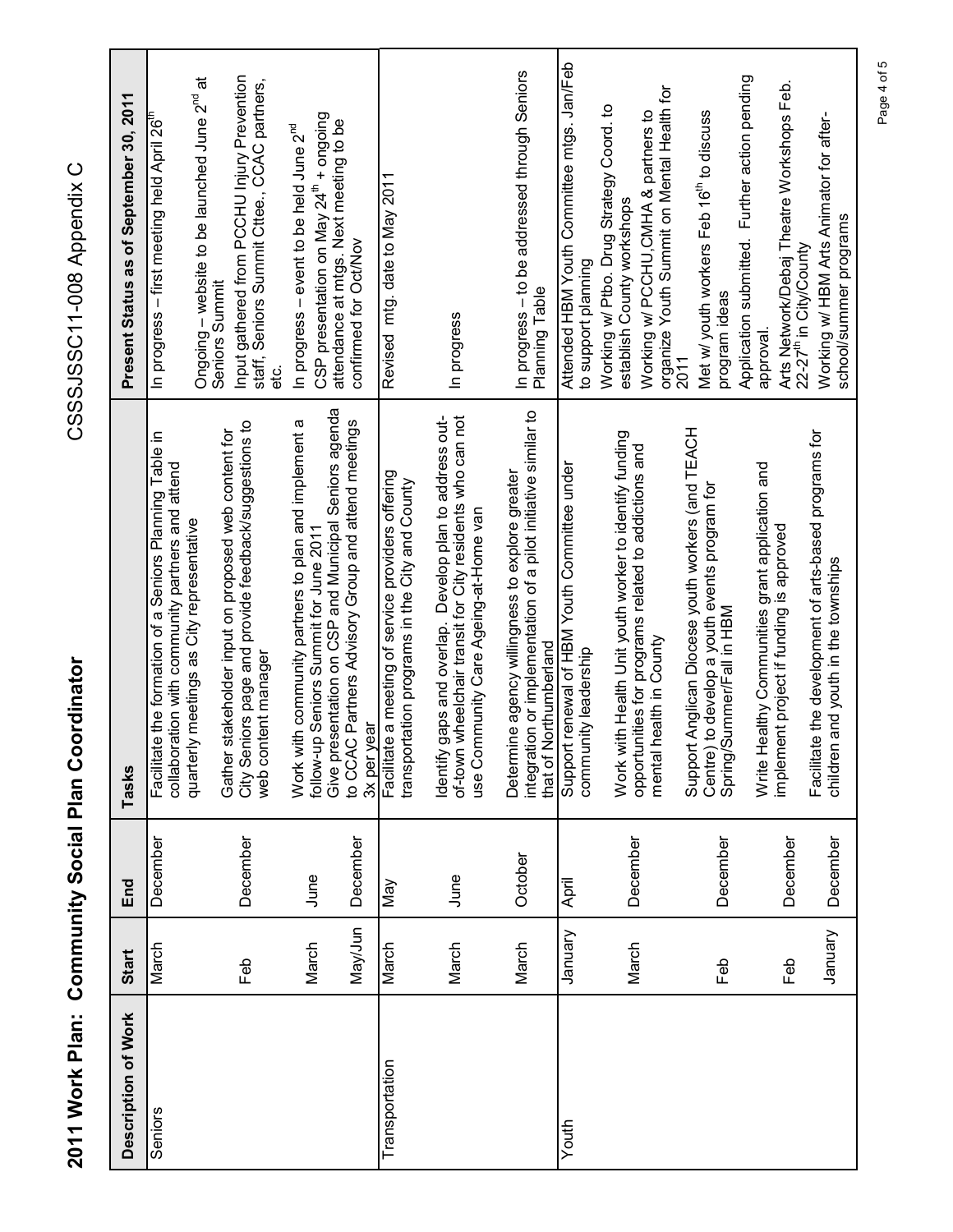# 2011 Work Plan: Community Social Plan Coordinator

CSSSJSSC11-008 Appendix C

| Description of Work | Start | End | Tasks | Present Status as of September 30, 2011 |
|---|---|---|---|---|
| Seniors | March | December | Facilitate the formation of a Seniors Planning Table in collaboration with community partners and attend quarterly meetings as City representative | In progress – first meeting held April 26th |
| | Feb | December | Gather stakeholder input on proposed web content for City Seniors page and provide feedback/suggestions to web content manager | Ongoing – website to be launched June 2nd at Seniors Summit<br>Input gathered from PCCHU Injury Prevention staff, Seniors Summit Cttee., CCAC partners, etc. |
| | March | June | Work with community partners to plan and implement a follow-up Seniors Summit for June 2011 | In progress – event to be held June 2nd |
| | May/Jun | December | Give presentation on CSP and Municipal Seniors agenda to CCAC Partners Advisory Group and attend meetings 3x per year | CSP presentation on May 24th + ongoing attendance at mtgs. Next meeting to be confirmed for Oct/Nov |
| Transportation | March | May | Facilitate a meeting of service providers offering transportation programs in the City and County | Revised mtg. date to May 2011 |
| | March | June | Identify gaps and overlap. Develop plan to address out-of-town wheelchair transit for City residents who can not use Community Care Ageing-at-Home van | In progress |
| | March | October | Determine agency willingness to explore greater integration or implementation of a pilot initiative similar to that of Northumberland | In progress – to be addressed through Seniors Planning Table |
| Youth | January | April | Support renewal of HBM Youth Committee under community leadership | Attended HBM Youth Committee mtgs. Jan/Feb to support planning |
| | March | December | Work with Health Unit youth worker to identify funding opportunities for programs related to addictions and mental health in County | Working w/ Ptbo. Drug Strategy Coord. to establish County workshops<br>Working w/ PCCHU,CMHA & partners to organize Youth Summit on Mental Health for 2011 |
| | Feb | December | Support Anglican Diocese youth workers (and TEACH Centre) to develop a youth events program for Spring/Summer/Fall in HBM | Met w/ youth workers Feb 16th to discuss program ideas |
| | Feb | December | Write Healthy Communities grant application and implement project if funding is approved | Application submitted. Further action pending approval. |
| | January | December | Facilitate the development of arts-based programs for children and youth in the townships | Arts Network/Debaj Theatre Workshops Feb. 22-27th in City/County<br>Working w/ HBM Arts Animator for after-school/summer programs |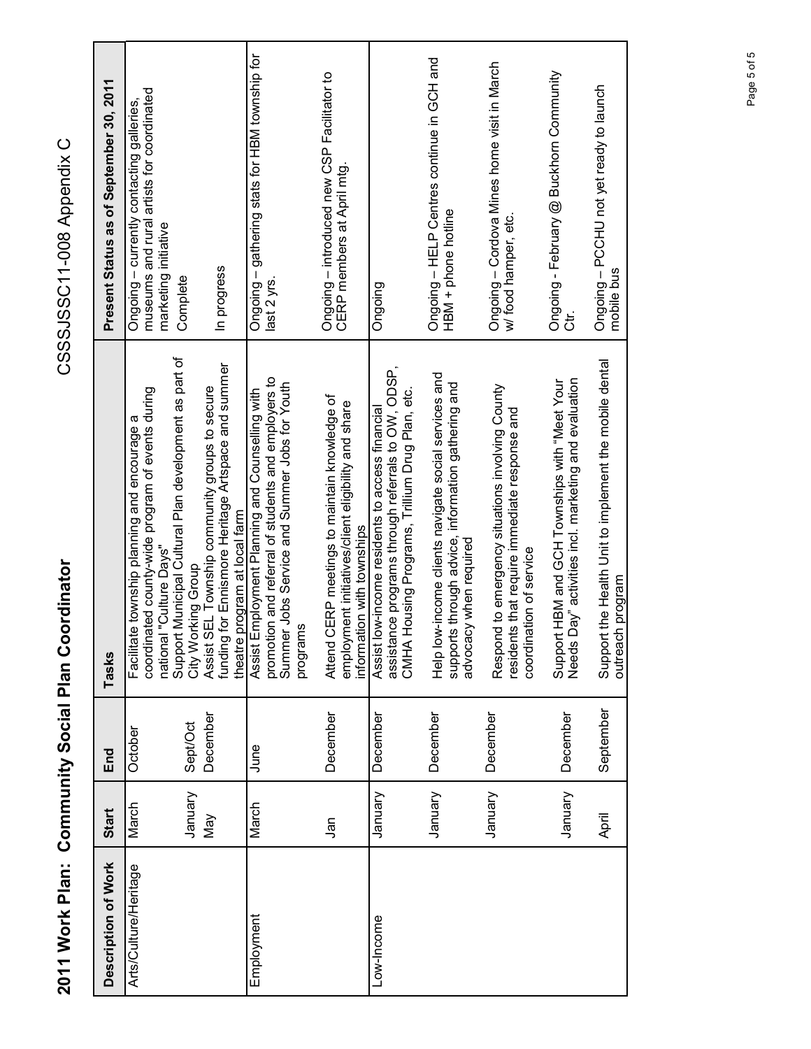# 2011 Work Plan: Community Social Plan Coordinator

CSSSJSSC11-008 Appendix C

| Description of Work | Start | End | Tasks | Present Status as of September 30, 2011 |
|---|---|---|---|---|
| Arts/Culture/Heritage | March | October | Facilitate township planning and encourage a coordinated county-wide program of events during national "Culture Days" | Ongoing – currently contacting galleries, museums and rural artists for coordinated marketing initiative |
| | January | Sept/Oct | Support Municipal Cultural Plan development as part of City Working Group | Complete |
| | May | December | Assist SEL Township community groups to secure funding for Ennismore Heritage Artspace and summer theatre program at local farm | In progress |
| Employment | March | June | Assist Employment Planning and Counselling with promotion and referral of students and employers to Summer Jobs Service and Summer Jobs for Youth programs | Ongoing – gathering stats for HBM township for last 2 yrs. |
| | Jan | December | Attend CERP meetings to maintain knowledge of employment initiatives/client eligibility and share information with townships | Ongoing – introduced new CSP Facilitator to CERP members at April mtg. |
| Low-Income | January | December | Assist low-income residents to access financial assistance programs through referrals to OW, ODSP, CMHA Housing Programs, Trillium Drug Plan, etc. | Ongoing |
| | January | December | Help low-income clients navigate social services and supports through advice, information gathering and advocacy when required | Ongoing – HELP Centres continue in GCH and HBM + phone hotline |
| | January | December | Respond to emergency situations involving County residents that require immediate response and coordination of service | Ongoing – Cordova Mines home visit in March w/ food hamper, etc. |
| | January | December | Support HBM and GCH Townships with "Meet Your Needs Day" activities incl. marketing and evaluation | Ongoing - February @ Buckhorn Community Ctr. |
| | April | September | Support the Health Unit to implement the mobile dental outreach program | Ongoing – PCCHU not yet ready to launch mobile bus |